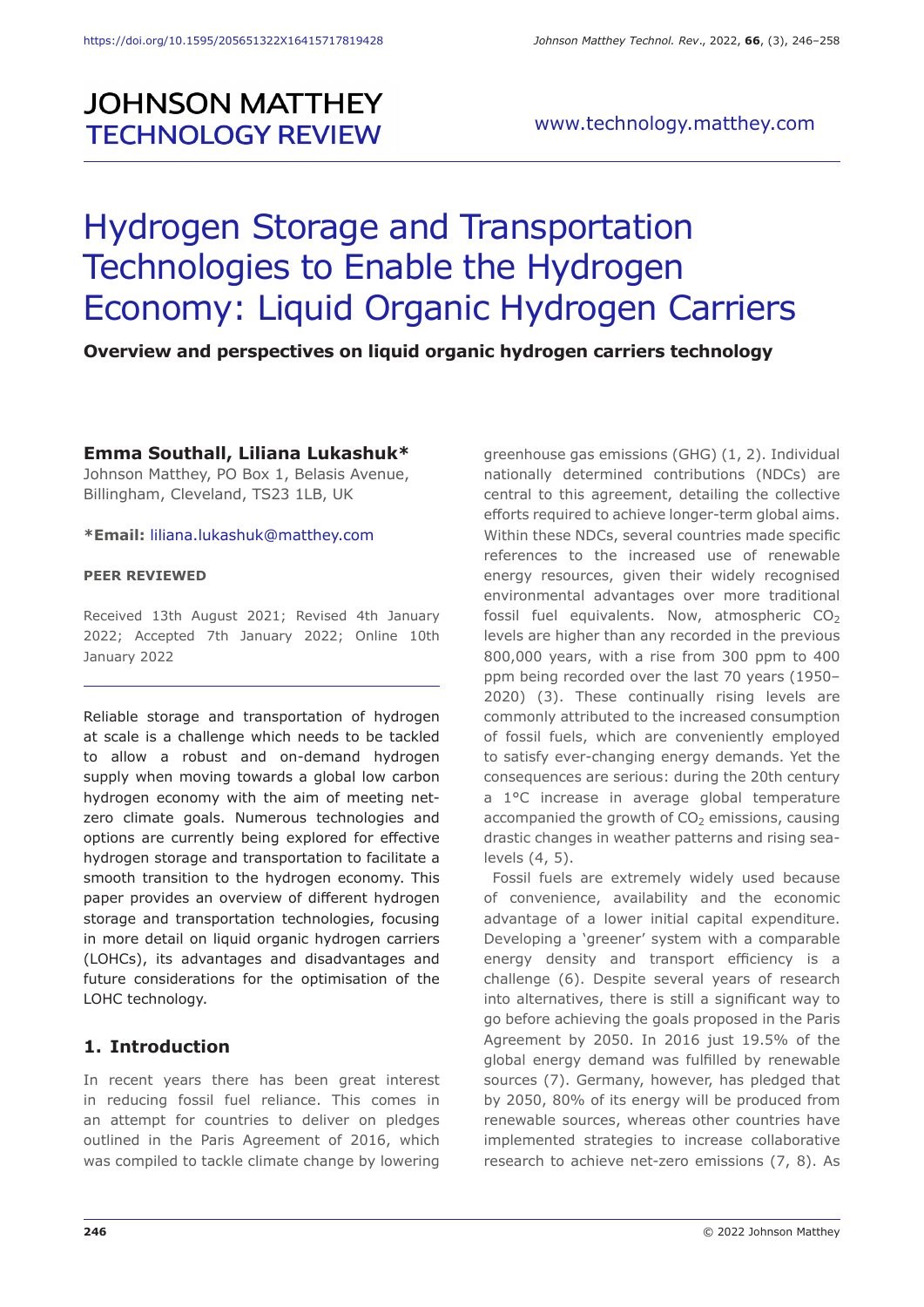# JOHNSON MATTHEY TECHNOLOGY REVIEW

www.technology.matthey.com

# Hydrogen Storage and Transportation Technologies to Enable the Hydrogen Economy: Liquid Organic Hydrogen Carriers

**Overview and perspectives on liquid organic hydrogen carriers technology**

**Emma Southall, Liliana Lukashuk***

Johnson Matthey, PO Box 1, Belasis Avenue, Billingham, Cleveland, TS23 1LB, UK

***Email:** liliana.lukashuk@matthey.com

**PEER REVIEWED**

Received 13th August 2021; Revised 4th January 2022; Accepted 7th January 2022; Online 10th January 2022

Reliable storage and transportation of hydrogen at scale is a challenge which needs to be tackled to allow a robust and on-demand hydrogen supply when moving towards a global low carbon hydrogen economy with the aim of meeting net-zero climate goals. Numerous technologies and options are currently being explored for effective hydrogen storage and transportation to facilitate a smooth transition to the hydrogen economy. This paper provides an overview of different hydrogen storage and transportation technologies, focusing in more detail on liquid organic hydrogen carriers (LOHCs), its advantages and disadvantages and future considerations for the optimisation of the LOHC technology.

## 1. Introduction

In recent years there has been great interest in reducing fossil fuel reliance. This comes in an attempt for countries to deliver on pledges outlined in the Paris Agreement of 2016, which was compiled to tackle climate change by lowering greenhouse gas emissions (GHG) (1, 2). Individual nationally determined contributions (NDCs) are central to this agreement, detailing the collective efforts required to achieve longer-term global aims. Within these NDCs, several countries made specific references to the increased use of renewable energy resources, given their widely recognised environmental advantages over more traditional fossil fuel equivalents. Now, atmospheric $CO_2$ levels are higher than any recorded in the previous 800,000 years, with a rise from 300 ppm to 400 ppm being recorded over the last 70 years (1950–2020) (3). These continually rising levels are commonly attributed to the increased consumption of fossil fuels, which are conveniently employed to satisfy ever-changing energy demands. Yet the consequences are serious: during the 20th century a 1°C increase in average global temperature accompanied the growth of $CO_2$ emissions, causing drastic changes in weather patterns and rising sea-levels (4, 5).

Fossil fuels are extremely widely used because of convenience, availability and the economic advantage of a lower initial capital expenditure. Developing a 'greener' system with a comparable energy density and transport efficiency is a challenge (6). Despite several years of research into alternatives, there is still a significant way to go before achieving the goals proposed in the Paris Agreement by 2050. In 2016 just 19.5% of the global energy demand was fulfilled by renewable sources (7). Germany, however, has pledged that by 2050, 80% of its energy will be produced from renewable sources, whereas other countries have implemented strategies to increase collaborative research to achieve net-zero emissions (7, 8). As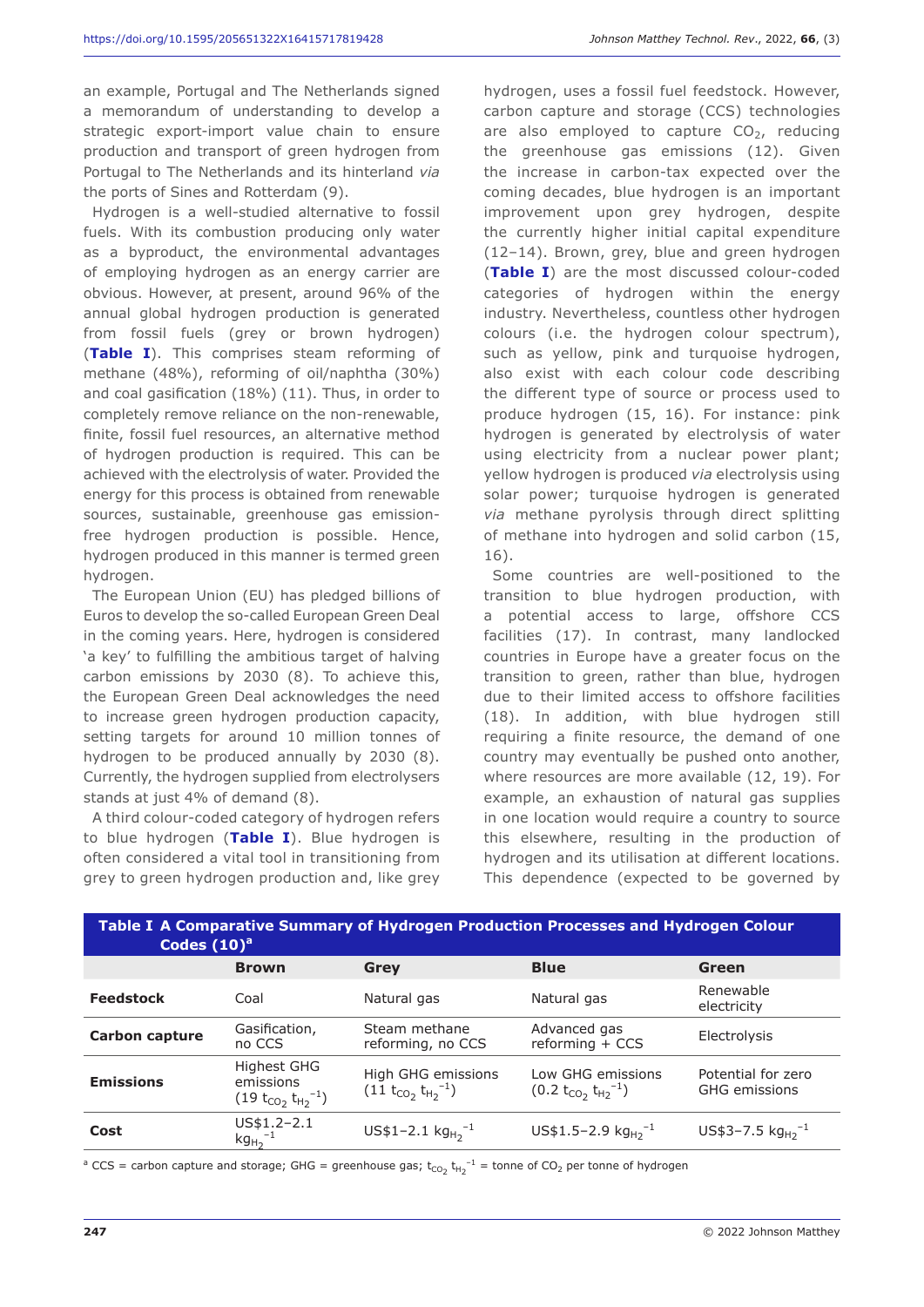an example, Portugal and The Netherlands signed a memorandum of understanding to develop a strategic export-import value chain to ensure production and transport of green hydrogen from Portugal to The Netherlands and its hinterland *via* the ports of Sines and Rotterdam (9).

Hydrogen is a well-studied alternative to fossil fuels. With its combustion producing only water as a byproduct, the environmental advantages of employing hydrogen as an energy carrier are obvious. However, at present, around 96% of the annual global hydrogen production is generated from fossil fuels (grey or brown hydrogen) (**Table I**). This comprises steam reforming of methane (48%), reforming of oil/naphtha (30%) and coal gasification (18%) (11). Thus, in order to completely remove reliance on the non-renewable, finite, fossil fuel resources, an alternative method of hydrogen production is required. This can be achieved with the electrolysis of water. Provided the energy for this process is obtained from renewable sources, sustainable, greenhouse gas emission-free hydrogen production is possible. Hence, hydrogen produced in this manner is termed green hydrogen.

The European Union (EU) has pledged billions of Euros to develop the so-called European Green Deal in the coming years. Here, hydrogen is considered 'a key' to fulfilling the ambitious target of halving carbon emissions by 2030 (8). To achieve this, the European Green Deal acknowledges the need to increase green hydrogen production capacity, setting targets for around 10 million tonnes of hydrogen to be produced annually by 2030 (8). Currently, the hydrogen supplied from electrolysers stands at just 4% of demand (8).

A third colour-coded category of hydrogen refers to blue hydrogen (**Table I**). Blue hydrogen is often considered a vital tool in transitioning from grey to green hydrogen production and, like grey hydrogen, uses a fossil fuel feedstock. However, carbon capture and storage (CCS) technologies are also employed to capture $CO_2$, reducing the greenhouse gas emissions (12). Given the increase in carbon-tax expected over the coming decades, blue hydrogen is an important improvement upon grey hydrogen, despite the currently higher initial capital expenditure (12–14). Brown, grey, blue and green hydrogen (**Table I**) are the most discussed colour-coded categories of hydrogen within the energy industry. Nevertheless, countless other hydrogen colours (i.e. the hydrogen colour spectrum), such as yellow, pink and turquoise hydrogen, also exist with each colour code describing the different type of source or process used to produce hydrogen (15, 16). For instance: pink hydrogen is generated by electrolysis of water using electricity from a nuclear power plant; yellow hydrogen is produced *via* electrolysis using solar power; turquoise hydrogen is generated *via* methane pyrolysis through direct splitting of methane into hydrogen and solid carbon (15, 16).

Some countries are well-positioned to the transition to blue hydrogen production, with a potential access to large, offshore CCS facilities (17). In contrast, many landlocked countries in Europe have a greater focus on the transition to green, rather than blue, hydrogen due to their limited access to offshore facilities (18). In addition, with blue hydrogen still requiring a finite resource, the demand of one country may eventually be pushed onto another, where resources are more available (12, 19). For example, an exhaustion of natural gas supplies in one location would require a country to source this elsewhere, resulting in the production of hydrogen and its utilisation at different locations. This dependence (expected to be governed by

**Table I A Comparative Summary of Hydrogen Production Processes and Hydrogen Colour Codes (10)[a]**

| | Brown | Grey | Blue | Green |
|---|---|---|---|---|
| **Feedstock** | Coal | Natural gas | Natural gas | Renewable electricity |
| **Carbon capture** | Gasification, no CCS | Steam methane reforming, no CCS | Advanced gas reforming + CCS | Electrolysis |
| **Emissions** | Highest GHG emissions (19 $t_{CO_2}\ t_{H_2}^{-1}$) | High GHG emissions (11 $t_{CO_2}\ t_{H_2}^{-1}$) | Low GHG emissions (0.2 $t_{CO_2}\ t_{H_2}^{-1}$) | Potential for zero GHG emissions |
| **Cost** | US\$1.2–2.1 $kg_{H_2}^{-1}$ | US\$1–2.1 $kg_{H_2}^{-1}$ | US\$1.5–2.9 $kg_{H_2}^{-1}$ | US\$3–7.5 $kg_{H_2}^{-1}$ |

[a] CCS = carbon capture and storage; GHG = greenhouse gas; $t_{CO_2}\ t_{H_2}^{-1}$ = tonne of $CO_2$ per tonne of hydrogen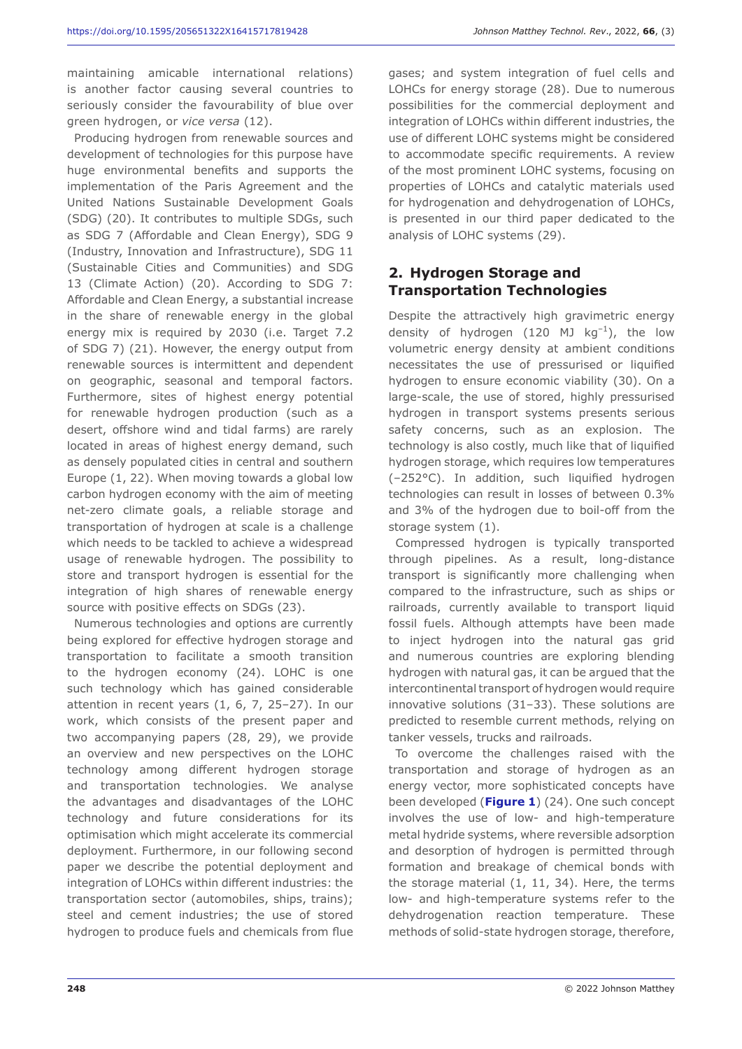maintaining amicable international relations) is another factor causing several countries to seriously consider the favourability of blue over green hydrogen, or *vice versa* (12).

Producing hydrogen from renewable sources and development of technologies for this purpose have huge environmental benefits and supports the implementation of the Paris Agreement and the United Nations Sustainable Development Goals (SDG) (20). It contributes to multiple SDGs, such as SDG 7 (Affordable and Clean Energy), SDG 9 (Industry, Innovation and Infrastructure), SDG 11 (Sustainable Cities and Communities) and SDG 13 (Climate Action) (20). According to SDG 7: Affordable and Clean Energy, a substantial increase in the share of renewable energy in the global energy mix is required by 2030 (i.e. Target 7.2 of SDG 7) (21). However, the energy output from renewable sources is intermittent and dependent on geographic, seasonal and temporal factors. Furthermore, sites of highest energy potential for renewable hydrogen production (such as a desert, offshore wind and tidal farms) are rarely located in areas of highest energy demand, such as densely populated cities in central and southern Europe (1, 22). When moving towards a global low carbon hydrogen economy with the aim of meeting net-zero climate goals, a reliable storage and transportation of hydrogen at scale is a challenge which needs to be tackled to achieve a widespread usage of renewable hydrogen. The possibility to store and transport hydrogen is essential for the integration of high shares of renewable energy source with positive effects on SDGs (23).

Numerous technologies and options are currently being explored for effective hydrogen storage and transportation to facilitate a smooth transition to the hydrogen economy (24). LOHC is one such technology which has gained considerable attention in recent years (1, 6, 7, 25–27). In our work, which consists of the present paper and two accompanying papers (28, 29), we provide an overview and new perspectives on the LOHC technology among different hydrogen storage and transportation technologies. We analyse the advantages and disadvantages of the LOHC technology and future considerations for its optimisation which might accelerate its commercial deployment. Furthermore, in our following second paper we describe the potential deployment and integration of LOHCs within different industries: the transportation sector (automobiles, ships, trains); steel and cement industries; the use of stored hydrogen to produce fuels and chemicals from flue gases; and system integration of fuel cells and LOHCs for energy storage (28). Due to numerous possibilities for the commercial deployment and integration of LOHCs within different industries, the use of different LOHC systems might be considered to accommodate specific requirements. A review of the most prominent LOHC systems, focusing on properties of LOHCs and catalytic materials used for hydrogenation and dehydrogenation of LOHCs, is presented in our third paper dedicated to the analysis of LOHC systems (29).

## 2. Hydrogen Storage and Transportation Technologies

Despite the attractively high gravimetric energy density of hydrogen (120 MJ $kg^{-1}$), the low volumetric energy density at ambient conditions necessitates the use of pressurised or liquified hydrogen to ensure economic viability (30). On a large-scale, the use of stored, highly pressurised hydrogen in transport systems presents serious safety concerns, such as an explosion. The technology is also costly, much like that of liquified hydrogen storage, which requires low temperatures (–252°C). In addition, such liquified hydrogen technologies can result in losses of between 0.3% and 3% of the hydrogen due to boil-off from the storage system (1).

Compressed hydrogen is typically transported through pipelines. As a result, long-distance transport is significantly more challenging when compared to the infrastructure, such as ships or railroads, currently available to transport liquid fossil fuels. Although attempts have been made to inject hydrogen into the natural gas grid and numerous countries are exploring blending hydrogen with natural gas, it can be argued that the intercontinental transport of hydrogen would require innovative solutions (31–33). These solutions are predicted to resemble current methods, relying on tanker vessels, trucks and railroads.

To overcome the challenges raised with the transportation and storage of hydrogen as an energy vector, more sophisticated concepts have been developed (**Figure 1**) (24). One such concept involves the use of low- and high-temperature metal hydride systems, where reversible adsorption and desorption of hydrogen is permitted through formation and breakage of chemical bonds with the storage material (1, 11, 34). Here, the terms low- and high-temperature systems refer to the dehydrogenation reaction temperature. These methods of solid-state hydrogen storage, therefore,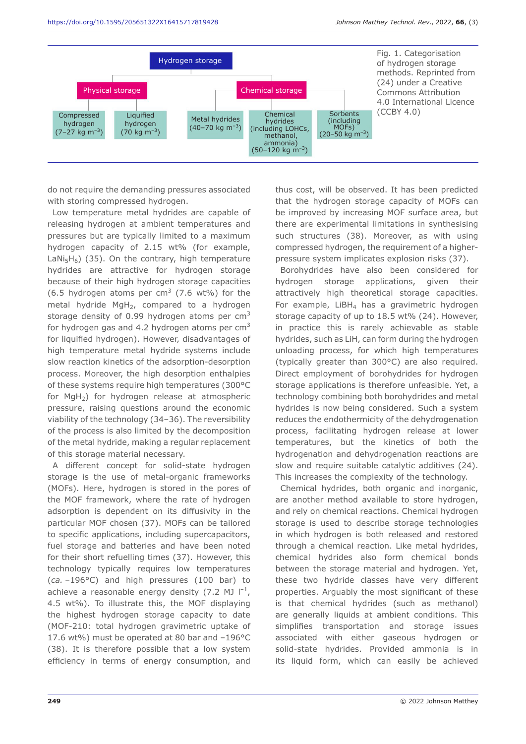- Hydrogen storage
  - Physical storage
    - Compressed hydrogen (7–27 kg $m^{-3}$)
    - Liquified hydrogen (70 kg $m^{-3}$)
  - Chemical storage
    - Metal hydrides (40–70 kg $m^{-3}$)
    - Chemical hydrides (including LOHCs, methanol, ammonia) (50–120 kg $m^{-3}$)
    - Sorbents (including MOFs) (20–50 kg $m^{-3}$)

Fig. 1. Categorisation of hydrogen storage methods. Reprinted from (24) under a Creative Commons Attribution 4.0 International Licence (CCBY 4.0)

do not require the demanding pressures associated with storing compressed hydrogen.

Low temperature metal hydrides are capable of releasing hydrogen at ambient temperatures and pressures but are typically limited to a maximum hydrogen capacity of 2.15 wt% (for example, $LaNi_5H_6$) (35). On the contrary, high temperature hydrides are attractive for hydrogen storage because of their high hydrogen storage capacities (6.5 hydrogen atoms per $cm^3$ (7.6 wt%) for the metal hydride $MgH_2$, compared to a hydrogen storage density of 0.99 hydrogen atoms per $cm^3$ for hydrogen gas and 4.2 hydrogen atoms per $cm^3$ for liquified hydrogen). However, disadvantages of high temperature metal hydride systems include slow reaction kinetics of the adsorption-desorption process. Moreover, the high desorption enthalpies of these systems require high temperatures (300°C for $MgH_2$) for hydrogen release at atmospheric pressure, raising questions around the economic viability of the technology (34–36). The reversibility of the process is also limited by the decomposition of the metal hydride, making a regular replacement of this storage material necessary.

A different concept for solid-state hydrogen storage is the use of metal-organic frameworks (MOFs). Here, hydrogen is stored in the pores of the MOF framework, where the rate of hydrogen adsorption is dependent on its diffusivity in the particular MOF chosen (37). MOFs can be tailored to specific applications, including supercapacitors, fuel storage and batteries and have been noted for their short refuelling times (37). However, this technology typically requires low temperatures (*ca.* –196°C) and high pressures (100 bar) to achieve a reasonable energy density (7.2 MJ $l^{-1}$, 4.5 wt%). To illustrate this, the MOF displaying the highest hydrogen storage capacity to date (MOF-210: total hydrogen gravimetric uptake of 17.6 wt%) must be operated at 80 bar and –196°C (38). It is therefore possible that a low system efficiency in terms of energy consumption, and thus cost, will be observed. It has been predicted that the hydrogen storage capacity of MOFs can be improved by increasing MOF surface area, but there are experimental limitations in synthesising such structures (38). Moreover, as with using compressed hydrogen, the requirement of a higher-pressure system implicates explosion risks (37).

Borohydrides have also been considered for hydrogen storage applications, given their attractively high theoretical storage capacities. For example, $LiBH_4$ has a gravimetric hydrogen storage capacity of up to 18.5 wt% (24). However, in practice this is rarely achievable as stable hydrides, such as LiH, can form during the hydrogen unloading process, for which high temperatures (typically greater than 300°C) are also required. Direct employment of borohydrides for hydrogen storage applications is therefore unfeasible. Yet, a technology combining both borohydrides and metal hydrides is now being considered. Such a system reduces the endothermicity of the dehydrogenation process, facilitating hydrogen release at lower temperatures, but the kinetics of both the hydrogenation and dehydrogenation reactions are slow and require suitable catalytic additives (24). This increases the complexity of the technology.

Chemical hydrides, both organic and inorganic, are another method available to store hydrogen, and rely on chemical reactions. Chemical hydrogen storage is used to describe storage technologies in which hydrogen is both released and restored through a chemical reaction. Like metal hydrides, chemical hydrides also form chemical bonds between the storage material and hydrogen. Yet, these two hydride classes have very different properties. Arguably the most significant of these is that chemical hydrides (such as methanol) are generally liquids at ambient conditions. This simplifies transportation and storage issues associated with either gaseous hydrogen or solid-state hydrides. Provided ammonia is in its liquid form, which can easily be achieved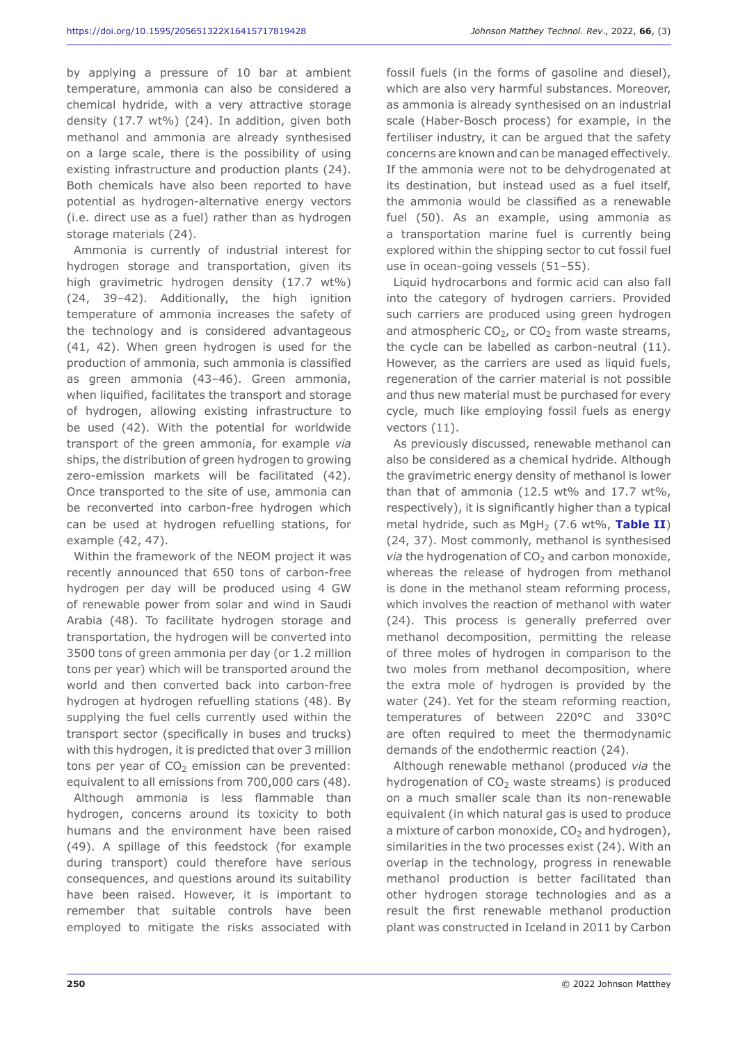by applying a pressure of 10 bar at ambient temperature, ammonia can also be considered a chemical hydride, with a very attractive storage density (17.7 wt%) (24). In addition, given both methanol and ammonia are already synthesised on a large scale, there is the possibility of using existing infrastructure and production plants (24). Both chemicals have also been reported to have potential as hydrogen-alternative energy vectors (i.e. direct use as a fuel) rather than as hydrogen storage materials (24).

Ammonia is currently of industrial interest for hydrogen storage and transportation, given its high gravimetric hydrogen density (17.7 wt%) (24, 39–42). Additionally, the high ignition temperature of ammonia increases the safety of the technology and is considered advantageous (41, 42). When green hydrogen is used for the production of ammonia, such ammonia is classified as green ammonia (43–46). Green ammonia, when liquified, facilitates the transport and storage of hydrogen, allowing existing infrastructure to be used (42). With the potential for worldwide transport of the green ammonia, for example *via* ships, the distribution of green hydrogen to growing zero-emission markets will be facilitated (42). Once transported to the site of use, ammonia can be reconverted into carbon-free hydrogen which can be used at hydrogen refuelling stations, for example (42, 47).

Within the framework of the NEOM project it was recently announced that 650 tons of carbon-free hydrogen per day will be produced using 4 GW of renewable power from solar and wind in Saudi Arabia (48). To facilitate hydrogen storage and transportation, the hydrogen will be converted into 3500 tons of green ammonia per day (or 1.2 million tons per year) which will be transported around the world and then converted back into carbon-free hydrogen at hydrogen refuelling stations (48). By supplying the fuel cells currently used within the transport sector (specifically in buses and trucks) with this hydrogen, it is predicted that over 3 million tons per year of $CO_2$ emission can be prevented: equivalent to all emissions from 700,000 cars (48).

Although ammonia is less flammable than hydrogen, concerns around its toxicity to both humans and the environment have been raised (49). A spillage of this feedstock (for example during transport) could therefore have serious consequences, and questions around its suitability have been raised. However, it is important to remember that suitable controls have been employed to mitigate the risks associated with fossil fuels (in the forms of gasoline and diesel), which are also very harmful substances. Moreover, as ammonia is already synthesised on an industrial scale (Haber-Bosch process) for example, in the fertiliser industry, it can be argued that the safety concerns are known and can be managed effectively. If the ammonia were not to be dehydrogenated at its destination, but instead used as a fuel itself, the ammonia would be classified as a renewable fuel (50). As an example, using ammonia as a transportation marine fuel is currently being explored within the shipping sector to cut fossil fuel use in ocean-going vessels (51–55).

Liquid hydrocarbons and formic acid can also fall into the category of hydrogen carriers. Provided such carriers are produced using green hydrogen and atmospheric $CO_2$, or $CO_2$ from waste streams, the cycle can be labelled as carbon-neutral (11). However, as the carriers are used as liquid fuels, regeneration of the carrier material is not possible and thus new material must be purchased for every cycle, much like employing fossil fuels as energy vectors (11).

As previously discussed, renewable methanol can also be considered as a chemical hydride. Although the gravimetric energy density of methanol is lower than that of ammonia (12.5 wt% and 17.7 wt%, respectively), it is significantly higher than a typical metal hydride, such as $MgH_2$ (7.6 wt%, **Table II**) (24, 37). Most commonly, methanol is synthesised *via* the hydrogenation of $CO_2$ and carbon monoxide, whereas the release of hydrogen from methanol is done in the methanol steam reforming process, which involves the reaction of methanol with water (24). This process is generally preferred over methanol decomposition, permitting the release of three moles of hydrogen in comparison to the two moles from methanol decomposition, where the extra mole of hydrogen is provided by the water (24). Yet for the steam reforming reaction, temperatures of between 220°C and 330°C are often required to meet the thermodynamic demands of the endothermic reaction (24).

Although renewable methanol (produced *via* the hydrogenation of $CO_2$ waste streams) is produced on a much smaller scale than its non-renewable equivalent (in which natural gas is used to produce a mixture of carbon monoxide, $CO_2$ and hydrogen), similarities in the two processes exist (24). With an overlap in the technology, progress in renewable methanol production is better facilitated than other hydrogen storage technologies and as a result the first renewable methanol production plant was constructed in Iceland in 2011 by Carbon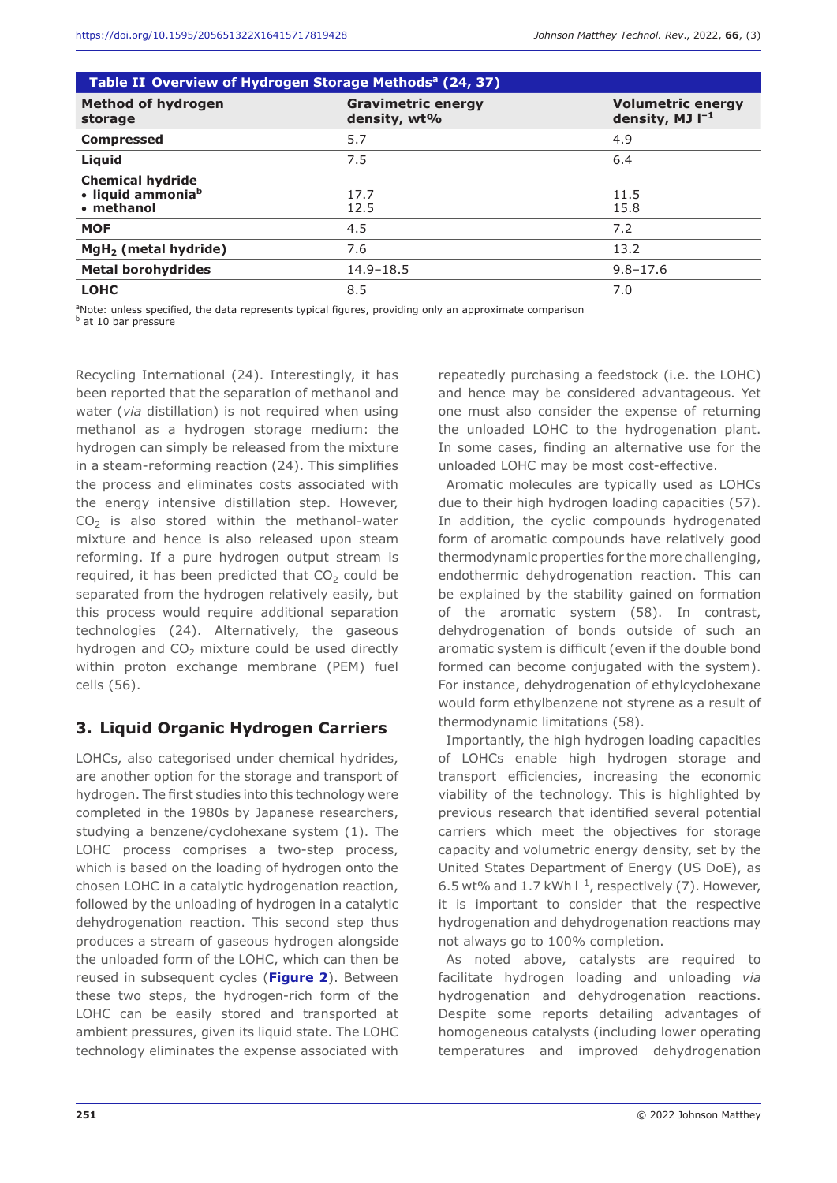**Table II Overview of Hydrogen Storage Methods[a] (24, 37)**

| Method of hydrogen storage | Gravimetric energy density, wt% | Volumetric energy density, MJ $l^{-1}$ |
|---|---|---|
| **Compressed** | 5.7 | 4.9 |
| **Liquid** | 7.5 | 6.4 |
| **Chemical hydride** | | |
| • **liquid ammonia[b]** | 17.7 | 11.5 |
| • **methanol** | 12.5 | 15.8 |
| **MOF** | 4.5 | 7.2 |
| **$MgH_2$ (metal hydride)** | 7.6 | 13.2 |
| **Metal borohydrides** | 14.9–18.5 | 9.8–17.6 |
| **LOHC** | 8.5 | 7.0 |

[a]Note: unless specified, the data represents typical figures, providing only an approximate comparison
[b] at 10 bar pressure

Recycling International (24). Interestingly, it has been reported that the separation of methanol and water (*via* distillation) is not required when using methanol as a hydrogen storage medium: the hydrogen can simply be released from the mixture in a steam-reforming reaction (24). This simplifies the process and eliminates costs associated with the energy intensive distillation step. However, $CO_2$ is also stored within the methanol-water mixture and hence is also released upon steam reforming. If a pure hydrogen output stream is required, it has been predicted that $CO_2$ could be separated from the hydrogen relatively easily, but this process would require additional separation technologies (24). Alternatively, the gaseous hydrogen and $CO_2$ mixture could be used directly within proton exchange membrane (PEM) fuel cells (56).

## 3. Liquid Organic Hydrogen Carriers

LOHCs, also categorised under chemical hydrides, are another option for the storage and transport of hydrogen. The first studies into this technology were completed in the 1980s by Japanese researchers, studying a benzene/cyclohexane system (1). The LOHC process comprises a two-step process, which is based on the loading of hydrogen onto the chosen LOHC in a catalytic hydrogenation reaction, followed by the unloading of hydrogen in a catalytic dehydrogenation reaction. This second step thus produces a stream of gaseous hydrogen alongside the unloaded form of the LOHC, which can then be reused in subsequent cycles (**Figure 2**). Between these two steps, the hydrogen-rich form of the LOHC can be easily stored and transported at ambient pressures, given its liquid state. The LOHC technology eliminates the expense associated with repeatedly purchasing a feedstock (i.e. the LOHC) and hence may be considered advantageous. Yet one must also consider the expense of returning the unloaded LOHC to the hydrogenation plant. In some cases, finding an alternative use for the unloaded LOHC may be most cost-effective.

Aromatic molecules are typically used as LOHCs due to their high hydrogen loading capacities (57). In addition, the cyclic compounds hydrogenated form of aromatic compounds have relatively good thermodynamic properties for the more challenging, endothermic dehydrogenation reaction. This can be explained by the stability gained on formation of the aromatic system (58). In contrast, dehydrogenation of bonds outside of such an aromatic system is difficult (even if the double bond formed can become conjugated with the system). For instance, dehydrogenation of ethylcyclohexane would form ethylbenzene not styrene as a result of thermodynamic limitations (58).

Importantly, the high hydrogen loading capacities of LOHCs enable high hydrogen storage and transport efficiencies, increasing the economic viability of the technology. This is highlighted by previous research that identified several potential carriers which meet the objectives for storage capacity and volumetric energy density, set by the United States Department of Energy (US DoE), as 6.5 wt% and 1.7 kWh $l^{-1}$, respectively (7). However, it is important to consider that the respective hydrogenation and dehydrogenation reactions may not always go to 100% completion.

As noted above, catalysts are required to facilitate hydrogen loading and unloading *via* hydrogenation and dehydrogenation reactions. Despite some reports detailing advantages of homogeneous catalysts (including lower operating temperatures and improved dehydrogenation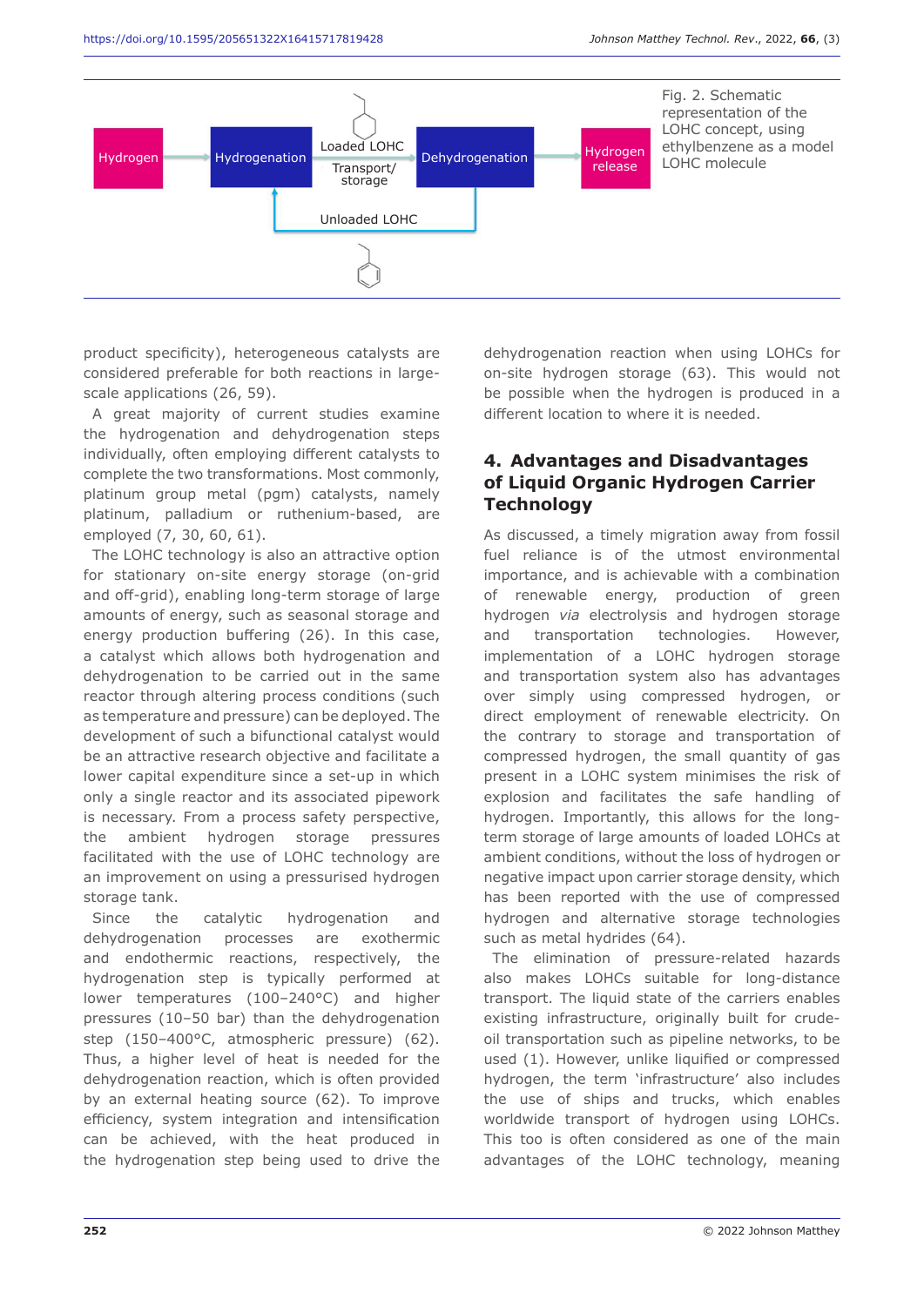Fig. 2. Schematic representation of the LOHC concept, using ethylbenzene as a model LOHC molecule

product specificity), heterogeneous catalysts are considered preferable for both reactions in large-scale applications (26, 59).

A great majority of current studies examine the hydrogenation and dehydrogenation steps individually, often employing different catalysts to complete the two transformations. Most commonly, platinum group metal (pgm) catalysts, namely platinum, palladium or ruthenium-based, are employed (7, 30, 60, 61).

The LOHC technology is also an attractive option for stationary on-site energy storage (on-grid and off-grid), enabling long-term storage of large amounts of energy, such as seasonal storage and energy production buffering (26). In this case, a catalyst which allows both hydrogenation and dehydrogenation to be carried out in the same reactor through altering process conditions (such as temperature and pressure) can be deployed. The development of such a bifunctional catalyst would be an attractive research objective and facilitate a lower capital expenditure since a set-up in which only a single reactor and its associated pipework is necessary. From a process safety perspective, the ambient hydrogen storage pressures facilitated with the use of LOHC technology are an improvement on using a pressurised hydrogen storage tank.

Since the catalytic hydrogenation and dehydrogenation processes are exothermic and endothermic reactions, respectively, the hydrogenation step is typically performed at lower temperatures (100–240°C) and higher pressures (10–50 bar) than the dehydrogenation step (150–400°C, atmospheric pressure) (62). Thus, a higher level of heat is needed for the dehydrogenation reaction, which is often provided by an external heating source (62). To improve efficiency, system integration and intensification can be achieved, with the heat produced in the hydrogenation step being used to drive the dehydrogenation reaction when using LOHCs for on-site hydrogen storage (63). This would not be possible when the hydrogen is produced in a different location to where it is needed.

## 4. Advantages and Disadvantages of Liquid Organic Hydrogen Carrier Technology

As discussed, a timely migration away from fossil fuel reliance is of the utmost environmental importance, and is achievable with a combination of renewable energy, production of green hydrogen *via* electrolysis and hydrogen storage and transportation technologies. However, implementation of a LOHC hydrogen storage and transportation system also has advantages over simply using compressed hydrogen, or direct employment of renewable electricity. On the contrary to storage and transportation of compressed hydrogen, the small quantity of gas present in a LOHC system minimises the risk of explosion and facilitates the safe handling of hydrogen. Importantly, this allows for the long-term storage of large amounts of loaded LOHCs at ambient conditions, without the loss of hydrogen or negative impact upon carrier storage density, which has been reported with the use of compressed hydrogen and alternative storage technologies such as metal hydrides (64).

The elimination of pressure-related hazards also makes LOHCs suitable for long-distance transport. The liquid state of the carriers enables existing infrastructure, originally built for crude-oil transportation such as pipeline networks, to be used (1). However, unlike liquified or compressed hydrogen, the term 'infrastructure' also includes the use of ships and trucks, which enables worldwide transport of hydrogen using LOHCs. This too is often considered as one of the main advantages of the LOHC technology, meaning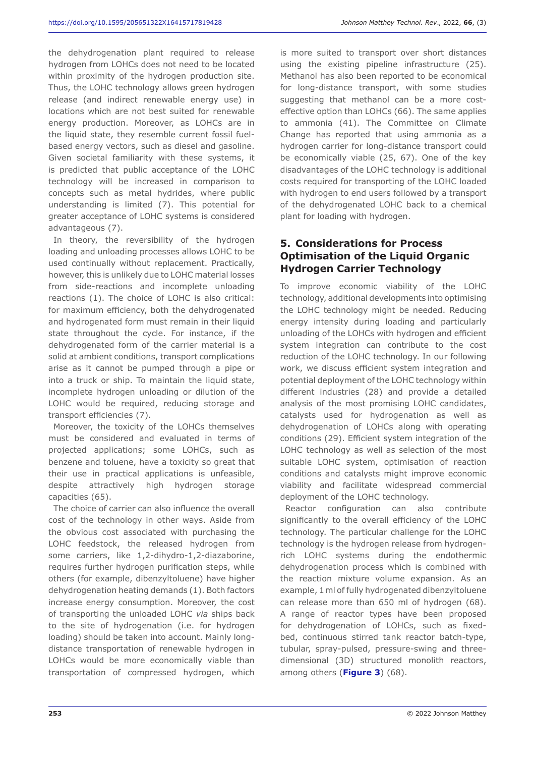the dehydrogenation plant required to release hydrogen from LOHCs does not need to be located within proximity of the hydrogen production site. Thus, the LOHC technology allows green hydrogen release (and indirect renewable energy use) in locations which are not best suited for renewable energy production. Moreover, as LOHCs are in the liquid state, they resemble current fossil fuel-based energy vectors, such as diesel and gasoline. Given societal familiarity with these systems, it is predicted that public acceptance of the LOHC technology will be increased in comparison to concepts such as metal hydrides, where public understanding is limited (7). This potential for greater acceptance of LOHC systems is considered advantageous (7).

In theory, the reversibility of the hydrogen loading and unloading processes allows LOHC to be used continually without replacement. Practically, however, this is unlikely due to LOHC material losses from side-reactions and incomplete unloading reactions (1). The choice of LOHC is also critical: for maximum efficiency, both the dehydrogenated and hydrogenated form must remain in their liquid state throughout the cycle. For instance, if the dehydrogenated form of the carrier material is a solid at ambient conditions, transport complications arise as it cannot be pumped through a pipe or into a truck or ship. To maintain the liquid state, incomplete hydrogen unloading or dilution of the LOHC would be required, reducing storage and transport efficiencies (7).

Moreover, the toxicity of the LOHCs themselves must be considered and evaluated in terms of projected applications; some LOHCs, such as benzene and toluene, have a toxicity so great that their use in practical applications is unfeasible, despite attractively high hydrogen storage capacities (65).

The choice of carrier can also influence the overall cost of the technology in other ways. Aside from the obvious cost associated with purchasing the LOHC feedstock, the released hydrogen from some carriers, like 1,2-dihydro-1,2-diazaborine, requires further hydrogen purification steps, while others (for example, dibenzyltoluene) have higher dehydrogenation heating demands (1). Both factors increase energy consumption. Moreover, the cost of transporting the unloaded LOHC *via* ships back to the site of hydrogenation (i.e. for hydrogen loading) should be taken into account. Mainly long-distance transportation of renewable hydrogen in LOHCs would be more economically viable than transportation of compressed hydrogen, which is more suited to transport over short distances using the existing pipeline infrastructure (25). Methanol has also been reported to be economical for long-distance transport, with some studies suggesting that methanol can be a more cost-effective option than LOHCs (66). The same applies to ammonia (41). The Committee on Climate Change has reported that using ammonia as a hydrogen carrier for long-distance transport could be economically viable (25, 67). One of the key disadvantages of the LOHC technology is additional costs required for transporting of the LOHC loaded with hydrogen to end users followed by a transport of the dehydrogenated LOHC back to a chemical plant for loading with hydrogen.

## 5. Considerations for Process Optimisation of the Liquid Organic Hydrogen Carrier Technology

To improve economic viability of the LOHC technology, additional developments into optimising the LOHC technology might be needed. Reducing energy intensity during loading and particularly unloading of the LOHCs with hydrogen and efficient system integration can contribute to the cost reduction of the LOHC technology. In our following work, we discuss efficient system integration and potential deployment of the LOHC technology within different industries (28) and provide a detailed analysis of the most promising LOHC candidates, catalysts used for hydrogenation as well as dehydrogenation of LOHCs along with operating conditions (29). Efficient system integration of the LOHC technology as well as selection of the most suitable LOHC system, optimisation of reaction conditions and catalysts might improve economic viability and facilitate widespread commercial deployment of the LOHC technology.

Reactor configuration can also contribute significantly to the overall efficiency of the LOHC technology. The particular challenge for the LOHC technology is the hydrogen release from hydrogen-rich LOHC systems during the endothermic dehydrogenation process which is combined with the reaction mixture volume expansion. As an example, 1 ml of fully hydrogenated dibenzyltoluene can release more than 650 ml of hydrogen (68). A range of reactor types have been proposed for dehydrogenation of LOHCs, such as fixed-bed, continuous stirred tank reactor batch-type, tubular, spray-pulsed, pressure-swing and three-dimensional (3D) structured monolith reactors, among others (**Figure 3**) (68).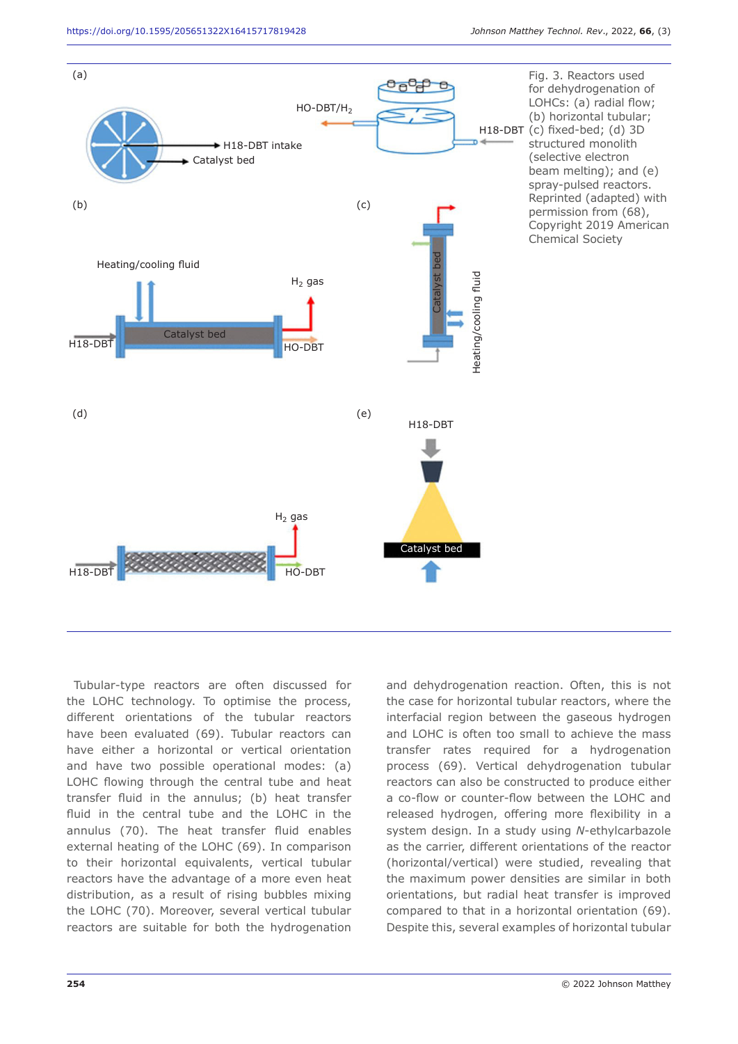Fig. 3. Reactors used for dehydrogenation of LOHCs: (a) radial flow; (b) horizontal tubular; (c) fixed-bed; (d) 3D structured monolith (selective electron beam melting); and (e) spray-pulsed reactors. Reprinted (adapted) with permission from (68), Copyright 2019 American Chemical Society

Tubular-type reactors are often discussed for the LOHC technology. To optimise the process, different orientations of the tubular reactors have been evaluated (69). Tubular reactors can have either a horizontal or vertical orientation and have two possible operational modes: (a) LOHC flowing through the central tube and heat transfer fluid in the annulus; (b) heat transfer fluid in the central tube and the LOHC in the annulus (70). The heat transfer fluid enables external heating of the LOHC (69). In comparison to their horizontal equivalents, vertical tubular reactors have the advantage of a more even heat distribution, as a result of rising bubbles mixing the LOHC (70). Moreover, several vertical tubular reactors are suitable for both the hydrogenation and dehydrogenation reaction. Often, this is not the case for horizontal tubular reactors, where the interfacial region between the gaseous hydrogen and LOHC is often too small to achieve the mass transfer rates required for a hydrogenation process (69). Vertical dehydrogenation tubular reactors can also be constructed to produce either a co-flow or counter-flow between the LOHC and released hydrogen, offering more flexibility in a system design. In a study using *N*-ethylcarbazole as the carrier, different orientations of the reactor (horizontal/vertical) were studied, revealing that the maximum power densities are similar in both orientations, but radial heat transfer is improved compared to that in a horizontal orientation (69). Despite this, several examples of horizontal tubular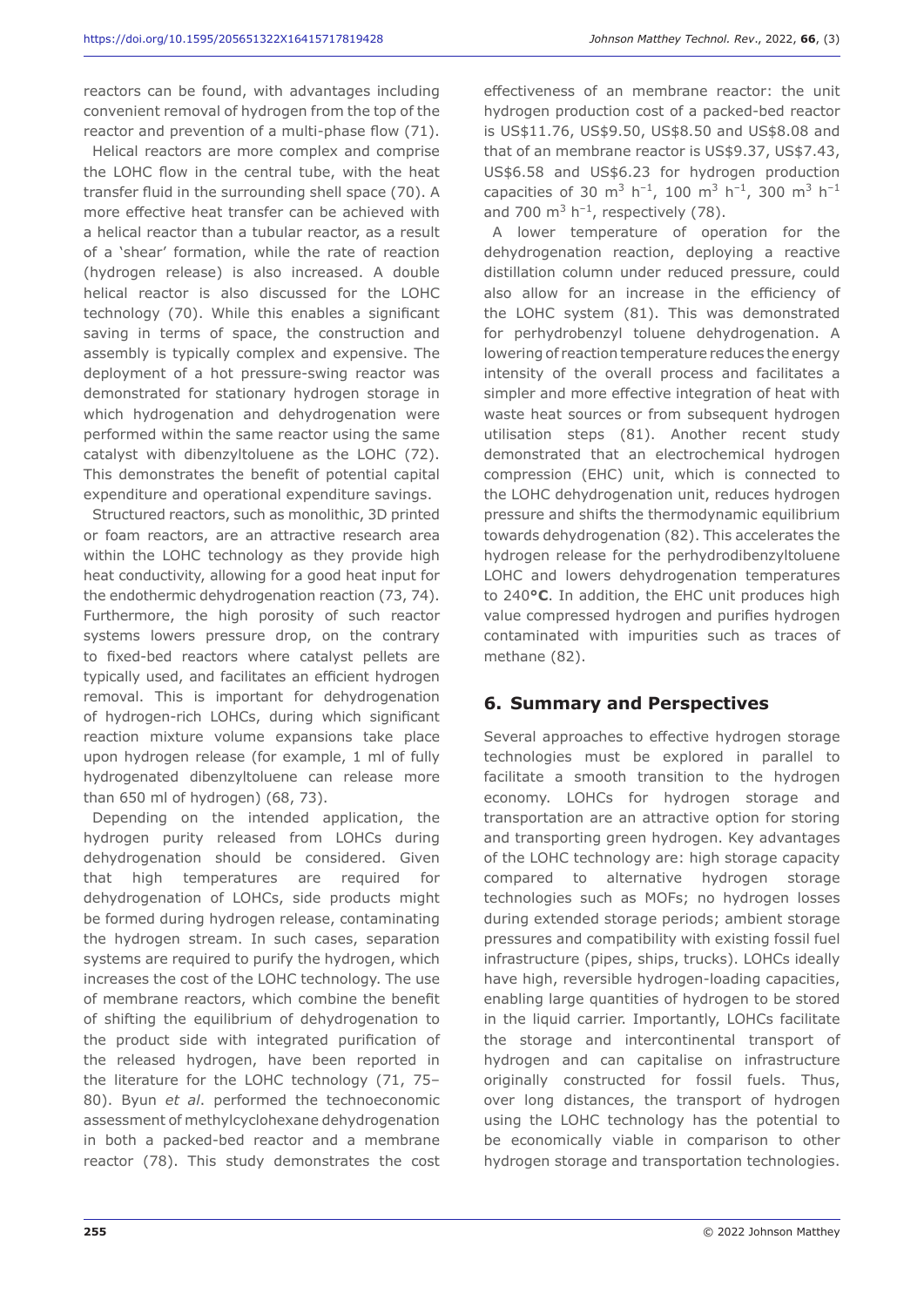reactors can be found, with advantages including convenient removal of hydrogen from the top of the reactor and prevention of a multi-phase flow (71).

Helical reactors are more complex and comprise the LOHC flow in the central tube, with the heat transfer fluid in the surrounding shell space (70). A more effective heat transfer can be achieved with a helical reactor than a tubular reactor, as a result of a 'shear' formation, while the rate of reaction (hydrogen release) is also increased. A double helical reactor is also discussed for the LOHC technology (70). While this enables a significant saving in terms of space, the construction and assembly is typically complex and expensive. The deployment of a hot pressure-swing reactor was demonstrated for stationary hydrogen storage in which hydrogenation and dehydrogenation were performed within the same reactor using the same catalyst with dibenzyltoluene as the LOHC (72). This demonstrates the benefit of potential capital expenditure and operational expenditure savings.

Structured reactors, such as monolithic, 3D printed or foam reactors, are an attractive research area within the LOHC technology as they provide high heat conductivity, allowing for a good heat input for the endothermic dehydrogenation reaction (73, 74). Furthermore, the high porosity of such reactor systems lowers pressure drop, on the contrary to fixed-bed reactors where catalyst pellets are typically used, and facilitates an efficient hydrogen removal. This is important for dehydrogenation of hydrogen-rich LOHCs, during which significant reaction mixture volume expansions take place upon hydrogen release (for example, 1 ml of fully hydrogenated dibenzyltoluene can release more than 650 ml of hydrogen) (68, 73).

Depending on the intended application, the hydrogen purity released from LOHCs during dehydrogenation should be considered. Given that high temperatures are required for dehydrogenation of LOHCs, side products might be formed during hydrogen release, contaminating the hydrogen stream. In such cases, separation systems are required to purify the hydrogen, which increases the cost of the LOHC technology. The use of membrane reactors, which combine the benefit of shifting the equilibrium of dehydrogenation to the product side with integrated purification of the released hydrogen, have been reported in the literature for the LOHC technology (71, 75–80). Byun *et al.* performed the technoeconomic assessment of methylcyclohexane dehydrogenation in both a packed-bed reactor and a membrane reactor (78). This study demonstrates the cost effectiveness of an membrane reactor: the unit hydrogen production cost of a packed-bed reactor is US\$11.76, US\$9.50, US\$8.50 and US\$8.08 and that of an membrane reactor is US\$9.37, US\$7.43, US\$6.58 and US\$6.23 for hydrogen production capacities of 30 $m^3\ h^{-1}$, 100 $m^3\ h^{-1}$, 300 $m^3\ h^{-1}$ and 700 $m^3\ h^{-1}$, respectively (78).

A lower temperature of operation for the dehydrogenation reaction, deploying a reactive distillation column under reduced pressure, could also allow for an increase in the efficiency of the LOHC system (81). This was demonstrated for perhydrobenzyl toluene dehydrogenation. A lowering of reaction temperature reduces the energy intensity of the overall process and facilitates a simpler and more effective integration of heat with waste heat sources or from subsequent hydrogen utilisation steps (81). Another recent study demonstrated that an electrochemical hydrogen compression (EHC) unit, which is connected to the LOHC dehydrogenation unit, reduces hydrogen pressure and shifts the thermodynamic equilibrium towards dehydrogenation (82). This accelerates the hydrogen release for the perhydrodibenzyltoluene LOHC and lowers dehydrogenation temperatures to 240**°C**. In addition, the EHC unit produces high value compressed hydrogen and purifies hydrogen contaminated with impurities such as traces of methane (82).

## 6. Summary and Perspectives

Several approaches to effective hydrogen storage technologies must be explored in parallel to facilitate a smooth transition to the hydrogen economy. LOHCs for hydrogen storage and transportation are an attractive option for storing and transporting green hydrogen. Key advantages of the LOHC technology are: high storage capacity compared to alternative hydrogen storage technologies such as MOFs; no hydrogen losses during extended storage periods; ambient storage pressures and compatibility with existing fossil fuel infrastructure (pipes, ships, trucks). LOHCs ideally have high, reversible hydrogen-loading capacities, enabling large quantities of hydrogen to be stored in the liquid carrier. Importantly, LOHCs facilitate the storage and intercontinental transport of hydrogen and can capitalise on infrastructure originally constructed for fossil fuels. Thus, over long distances, the transport of hydrogen using the LOHC technology has the potential to be economically viable in comparison to other hydrogen storage and transportation technologies.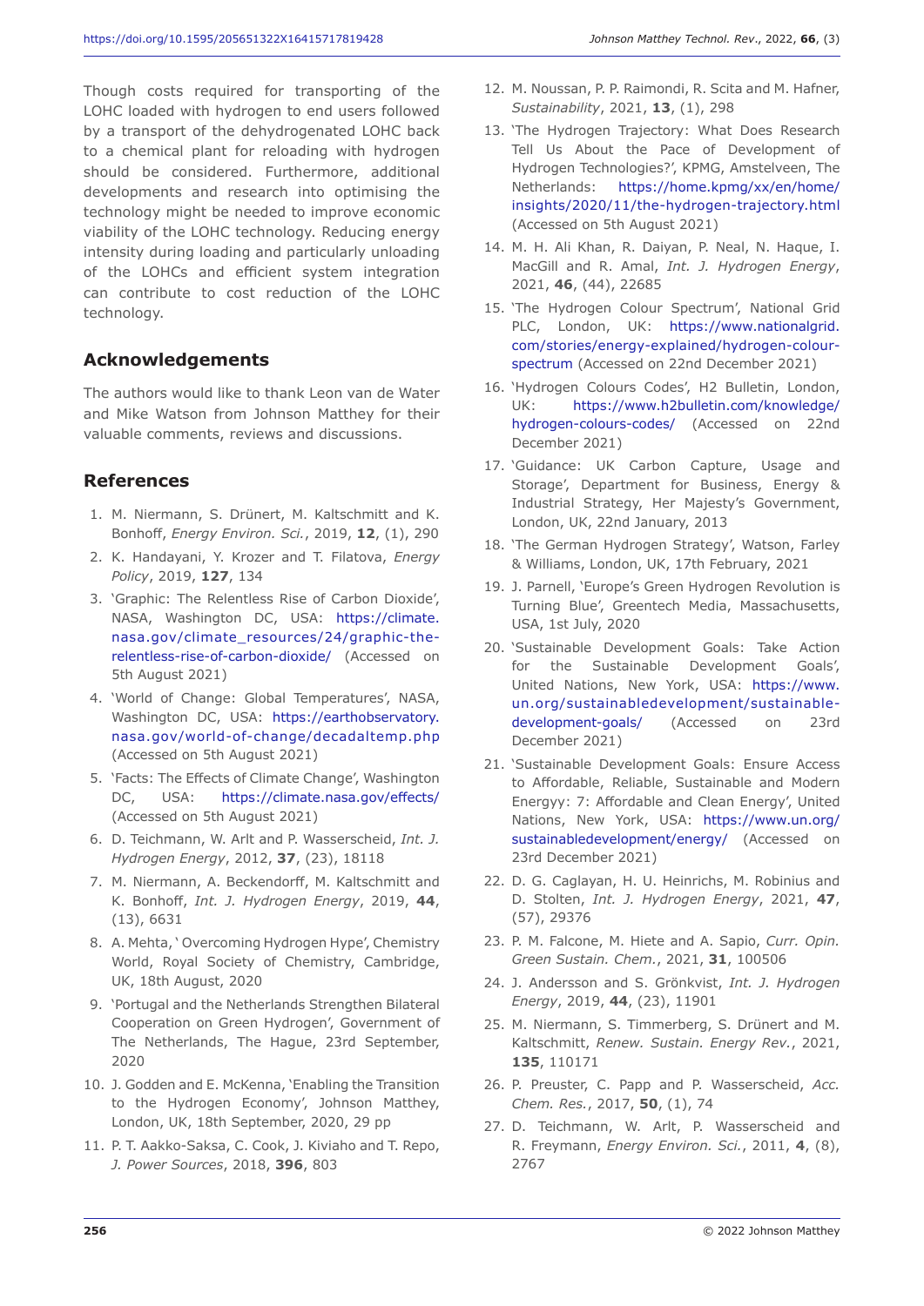Though costs required for transporting of the LOHC loaded with hydrogen to end users followed by a transport of the dehydrogenated LOHC back to a chemical plant for reloading with hydrogen should be considered. Furthermore, additional developments and research into optimising the technology might be needed to improve economic viability of the LOHC technology. Reducing energy intensity during loading and particularly unloading of the LOHCs and efficient system integration can contribute to cost reduction of the LOHC technology.

## Acknowledgements

The authors would like to thank Leon van de Water and Mike Watson from Johnson Matthey for their valuable comments, reviews and discussions.

## References

1. M. Niermann, S. Drünert, M. Kaltschmitt and K. Bonhoff, *Energy Environ. Sci.*, 2019, **12**, (1), 290
2. K. Handayani, Y. Krozer and T. Filatova, *Energy Policy*, 2019, **127**, 134
3. 'Graphic: The Relentless Rise of Carbon Dioxide', NASA, Washington DC, USA: https://climate.nasa.gov/climate_resources/24/graphic-the-relentless-rise-of-carbon-dioxide/ (Accessed on 5th August 2021)
4. 'World of Change: Global Temperatures', NASA, Washington DC, USA: https://earthobservatory.nasa.gov/world-of-change/decadaltemp.php (Accessed on 5th August 2021)
5. 'Facts: The Effects of Climate Change', Washington DC, USA: https://climate.nasa.gov/effects/ (Accessed on 5th August 2021)
6. D. Teichmann, W. Arlt and P. Wasserscheid, *Int. J. Hydrogen Energy*, 2012, **37**, (23), 18118
7. M. Niermann, A. Beckendorff, M. Kaltschmitt and K. Bonhoff, *Int. J. Hydrogen Energy*, 2019, **44**, (13), 6631
8. A. Mehta, ' Overcoming Hydrogen Hype', Chemistry World, Royal Society of Chemistry, Cambridge, UK, 18th August, 2020
9. 'Portugal and the Netherlands Strengthen Bilateral Cooperation on Green Hydrogen', Government of The Netherlands, The Hague, 23rd September, 2020
10. J. Godden and E. McKenna, 'Enabling the Transition to the Hydrogen Economy', Johnson Matthey, London, UK, 18th September, 2020, 29 pp
11. P. T. Aakko-Saksa, C. Cook, J. Kiviaho and T. Repo, *J. Power Sources*, 2018, **396**, 803
12. M. Noussan, P. P. Raimondi, R. Scita and M. Hafner, *Sustainability*, 2021, **13**, (1), 298
13. 'The Hydrogen Trajectory: What Does Research Tell Us About the Pace of Development of Hydrogen Technologies?', KPMG, Amstelveen, The Netherlands: https://home.kpmg/xx/en/home/insights/2020/11/the-hydrogen-trajectory.html (Accessed on 5th August 2021)
14. M. H. Ali Khan, R. Daiyan, P. Neal, N. Haque, I. MacGill and R. Amal, *Int. J. Hydrogen Energy*, 2021, **46**, (44), 22685
15. 'The Hydrogen Colour Spectrum', National Grid PLC, London, UK: https://www.nationalgrid.com/stories/energy-explained/hydrogen-colour-spectrum (Accessed on 22nd December 2021)
16. 'Hydrogen Colours Codes', H2 Bulletin, London, UK: https://www.h2bulletin.com/knowledge/hydrogen-colours-codes/ (Accessed on 22nd December 2021)
17. 'Guidance: UK Carbon Capture, Usage and Storage', Department for Business, Energy & Industrial Strategy, Her Majesty's Government, London, UK, 22nd January, 2013
18. 'The German Hydrogen Strategy', Watson, Farley & Williams, London, UK, 17th February, 2021
19. J. Parnell, 'Europe's Green Hydrogen Revolution is Turning Blue', Greentech Media, Massachusetts, USA, 1st July, 2020
20. 'Sustainable Development Goals: Take Action for the Sustainable Development Goals', United Nations, New York, USA: https://www.un.org/sustainabledevelopment/sustainable-development-goals/ (Accessed on 23rd December 2021)
21. 'Sustainable Development Goals: Ensure Access to Affordable, Reliable, Sustainable and Modern Energyy: 7: Affordable and Clean Energy', United Nations, New York, USA: https://www.un.org/sustainabledevelopment/energy/ (Accessed on 23rd December 2021)
22. D. G. Caglayan, H. U. Heinrichs, M. Robinius and D. Stolten, *Int. J. Hydrogen Energy*, 2021, **47**, (57), 29376
23. P. M. Falcone, M. Hiete and A. Sapio, *Curr. Opin. Green Sustain. Chem.*, 2021, **31**, 100506
24. J. Andersson and S. Grönkvist, *Int. J. Hydrogen Energy*, 2019, **44**, (23), 11901
25. M. Niermann, S. Timmerberg, S. Drünert and M. Kaltschmitt, *Renew. Sustain. Energy Rev.*, 2021, **135**, 110171
26. P. Preuster, C. Papp and P. Wasserscheid, *Acc. Chem. Res.*, 2017, **50**, (1), 74
27. D. Teichmann, W. Arlt, P. Wasserscheid and R. Freymann, *Energy Environ. Sci.*, 2011, **4**, (8), 2767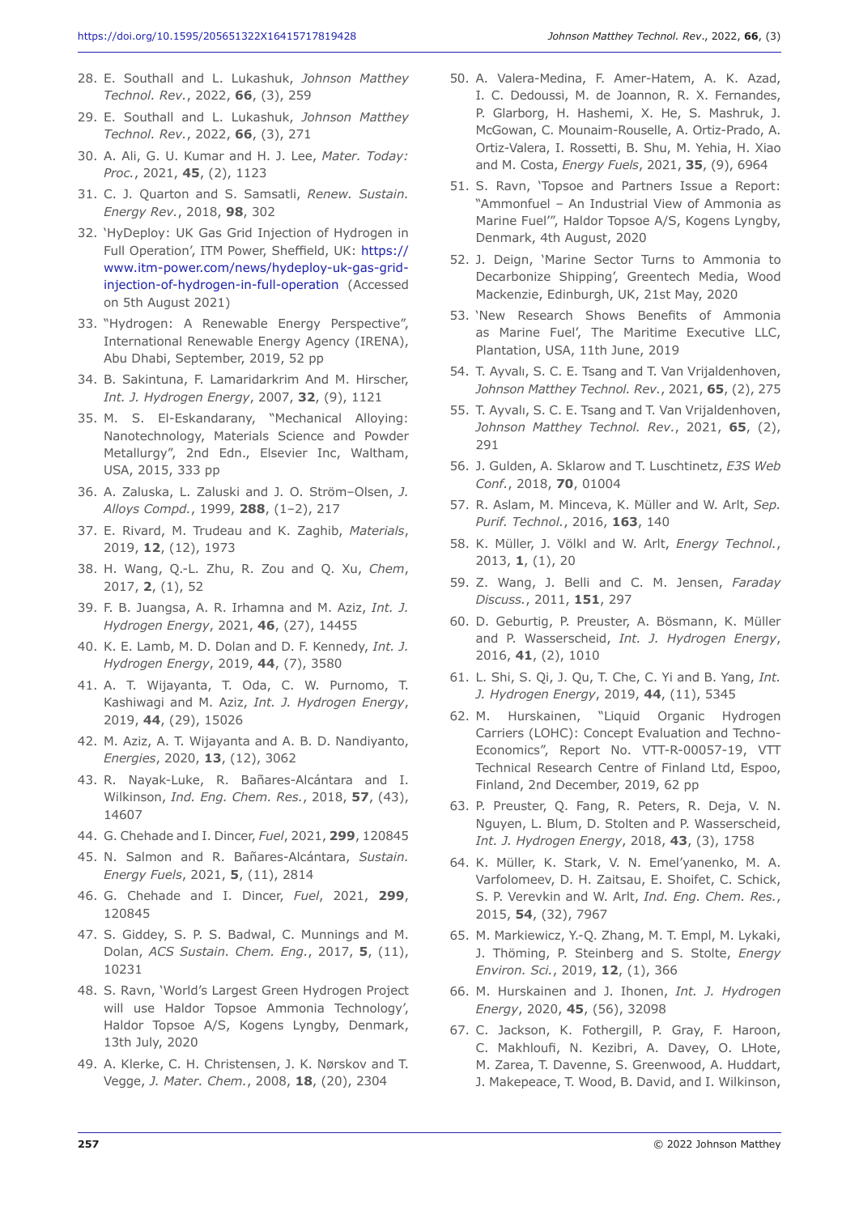28. E. Southall and L. Lukashuk, *Johnson Matthey Technol. Rev.*, 2022, **66**, (3), 259
29. E. Southall and L. Lukashuk, *Johnson Matthey Technol. Rev.*, 2022, **66**, (3), 271
30. A. Ali, G. U. Kumar and H. J. Lee, *Mater. Today: Proc.*, 2021, **45**, (2), 1123
31. C. J. Quarton and S. Samsatli, *Renew. Sustain. Energy Rev.*, 2018, **98**, 302
32. 'HyDeploy: UK Gas Grid Injection of Hydrogen in Full Operation', ITM Power, Sheffield, UK: https://www.itm-power.com/news/hydeploy-uk-gas-grid-injection-of-hydrogen-in-full-operation (Accessed on 5th August 2021)
33. "Hydrogen: A Renewable Energy Perspective", International Renewable Energy Agency (IRENA), Abu Dhabi, September, 2019, 52 pp
34. B. Sakintuna, F. Lamaridarkrim And M. Hirscher, *Int. J. Hydrogen Energy*, 2007, **32**, (9), 1121
35. M. S. El-Eskandarany, "Mechanical Alloying: Nanotechnology, Materials Science and Powder Metallurgy", 2nd Edn., Elsevier Inc, Waltham, USA, 2015, 333 pp
36. A. Zaluska, L. Zaluski and J. O. Ström–Olsen, *J. Alloys Compd.*, 1999, **288**, (1–2), 217
37. E. Rivard, M. Trudeau and K. Zaghib, *Materials*, 2019, **12**, (12), 1973
38. H. Wang, Q.-L. Zhu, R. Zou and Q. Xu, *Chem*, 2017, **2**, (1), 52
39. F. B. Juangsa, A. R. Irhamna and M. Aziz, *Int. J. Hydrogen Energy*, 2021, **46**, (27), 14455
40. K. E. Lamb, M. D. Dolan and D. F. Kennedy, *Int. J. Hydrogen Energy*, 2019, **44**, (7), 3580
41. A. T. Wijayanta, T. Oda, C. W. Purnomo, T. Kashiwagi and M. Aziz, *Int. J. Hydrogen Energy*, 2019, **44**, (29), 15026
42. M. Aziz, A. T. Wijayanta and A. B. D. Nandiyanto, *Energies*, 2020, **13**, (12), 3062
43. R. Nayak-Luke, R. Bañares-Alcántara and I. Wilkinson, *Ind. Eng. Chem. Res.*, 2018, **57**, (43), 14607
44. G. Chehade and I. Dincer, *Fuel*, 2021, **299**, 120845
45. N. Salmon and R. Bañares-Alcántara, *Sustain. Energy Fuels*, 2021, **5**, (11), 2814
46. G. Chehade and I. Dincer, *Fuel*, 2021, **299**, 120845
47. S. Giddey, S. P. S. Badwal, C. Munnings and M. Dolan, *ACS Sustain. Chem. Eng.*, 2017, **5**, (11), 10231
48. S. Ravn, 'World's Largest Green Hydrogen Project will use Haldor Topsoe Ammonia Technology', Haldor Topsoe A/S, Kogens Lyngby, Denmark, 13th July, 2020
49. A. Klerke, C. H. Christensen, J. K. Nørskov and T. Vegge, *J. Mater. Chem.*, 2008, **18**, (20), 2304
50. A. Valera-Medina, F. Amer-Hatem, A. K. Azad, I. C. Dedoussi, M. de Joannon, R. X. Fernandes, P. Glarborg, H. Hashemi, X. He, S. Mashruk, J. McGowan, C. Mounaim-Rouselle, A. Ortiz-Prado, A. Ortiz-Valera, I. Rossetti, B. Shu, M. Yehia, H. Xiao and M. Costa, *Energy Fuels*, 2021, **35**, (9), 6964
51. S. Ravn, 'Topsoe and Partners Issue a Report: "Ammonfuel – An Industrial View of Ammonia as Marine Fuel"', Haldor Topsoe A/S, Kogens Lyngby, Denmark, 4th August, 2020
52. J. Deign, 'Marine Sector Turns to Ammonia to Decarbonize Shipping', Greentech Media, Wood Mackenzie, Edinburgh, UK, 21st May, 2020
53. 'New Research Shows Benefits of Ammonia as Marine Fuel', The Maritime Executive LLC, Plantation, USA, 11th June, 2019
54. T. Ayvalı, S. C. E. Tsang and T. Van Vrijaldenhoven, *Johnson Matthey Technol. Rev.*, 2021, **65**, (2), 275
55. T. Ayvalı, S. C. E. Tsang and T. Van Vrijaldenhoven, *Johnson Matthey Technol. Rev.*, 2021, **65**, (2), 291
56. J. Gulden, A. Sklarow and T. Luschtinetz, *E3S Web Conf.*, 2018, **70**, 01004
57. R. Aslam, M. Minceva, K. Müller and W. Arlt, *Sep. Purif. Technol.*, 2016, **163**, 140
58. K. Müller, J. Völkl and W. Arlt, *Energy Technol.*, 2013, **1**, (1), 20
59. Z. Wang, J. Belli and C. M. Jensen, *Faraday Discuss.*, 2011, **151**, 297
60. D. Geburtig, P. Preuster, A. Bösmann, K. Müller and P. Wasserscheid, *Int. J. Hydrogen Energy*, 2016, **41**, (2), 1010
61. L. Shi, S. Qi, J. Qu, T. Che, C. Yi and B. Yang, *Int. J. Hydrogen Energy*, 2019, **44**, (11), 5345
62. M. Hurskainen, "Liquid Organic Hydrogen Carriers (LOHC): Concept Evaluation and Techno-Economics", Report No. VTT-R-00057-19, VTT Technical Research Centre of Finland Ltd, Espoo, Finland, 2nd December, 2019, 62 pp
63. P. Preuster, Q. Fang, R. Peters, R. Deja, V. N. Nguyen, L. Blum, D. Stolten and P. Wasserscheid, *Int. J. Hydrogen Energy*, 2018, **43**, (3), 1758
64. K. Müller, K. Stark, V. N. Emel'yanenko, M. A. Varfolomeev, D. H. Zaitsau, E. Shoifet, C. Schick, S. P. Verevkin and W. Arlt, *Ind. Eng. Chem. Res.*, 2015, **54**, (32), 7967
65. M. Markiewicz, Y.-Q. Zhang, M. T. Empl, M. Lykaki, J. Thöming, P. Steinberg and S. Stolte, *Energy Environ. Sci.*, 2019, **12**, (1), 366
66. M. Hurskainen and J. Ihonen, *Int. J. Hydrogen Energy*, 2020, **45**, (56), 32098
67. C. Jackson, K. Fothergill, P. Gray, F. Haroon, C. Makhloufi, N. Kezibri, A. Davey, O. LHote, M. Zarea, T. Davenne, S. Greenwood, A. Huddart, J. Makepeace, T. Wood, B. David, and I. Wilkinson,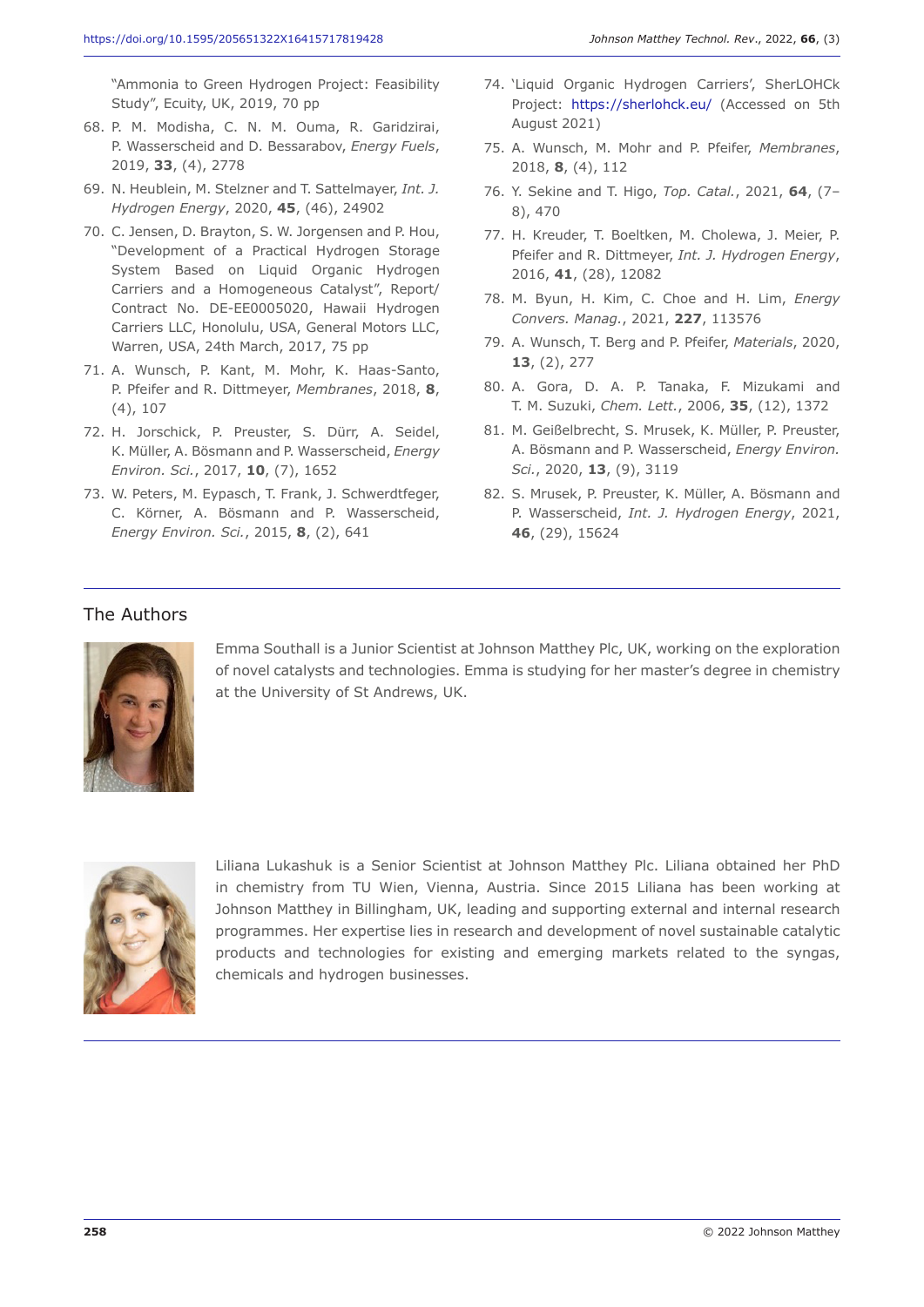"Ammonia to Green Hydrogen Project: Feasibility Study", Ecuity, UK, 2019, 70 pp

68. P. M. Modisha, C. N. M. Ouma, R. Garidzirai, P. Wasserscheid and D. Bessarabov, *Energy Fuels*, 2019, **33**, (4), 2778
69. N. Heublein, M. Stelzner and T. Sattelmayer, *Int. J. Hydrogen Energy*, 2020, **45**, (46), 24902
70. C. Jensen, D. Brayton, S. W. Jorgensen and P. Hou, "Development of a Practical Hydrogen Storage System Based on Liquid Organic Hydrogen Carriers and a Homogeneous Catalyst", Report/Contract No. DE-EE0005020, Hawaii Hydrogen Carriers LLC, Honolulu, USA, General Motors LLC, Warren, USA, 24th March, 2017, 75 pp
71. A. Wunsch, P. Kant, M. Mohr, K. Haas-Santo, P. Pfeifer and R. Dittmeyer, *Membranes*, 2018, **8**, (4), 107
72. H. Jorschick, P. Preuster, S. Dürr, A. Seidel, K. Müller, A. Bösmann and P. Wasserscheid, *Energy Environ. Sci.*, 2017, **10**, (7), 1652
73. W. Peters, M. Eypasch, T. Frank, J. Schwerdtfeger, C. Körner, A. Bösmann and P. Wasserscheid, *Energy Environ. Sci.*, 2015, **8**, (2), 641
74. 'Liquid Organic Hydrogen Carriers', SherLOHCk Project: https://sherlohck.eu/ (Accessed on 5th August 2021)
75. A. Wunsch, M. Mohr and P. Pfeifer, *Membranes*, 2018, **8**, (4), 112
76. Y. Sekine and T. Higo, *Top. Catal.*, 2021, **64**, (7–8), 470
77. H. Kreuder, T. Boeltken, M. Cholewa, J. Meier, P. Pfeifer and R. Dittmeyer, *Int. J. Hydrogen Energy*, 2016, **41**, (28), 12082
78. M. Byun, H. Kim, C. Choe and H. Lim, *Energy Convers. Manag.*, 2021, **227**, 113576
79. A. Wunsch, T. Berg and P. Pfeifer, *Materials*, 2020, **13**, (2), 277
80. A. Gora, D. A. P. Tanaka, F. Mizukami and T. M. Suzuki, *Chem. Lett.*, 2006, **35**, (12), 1372
81. M. Geißelbrecht, S. Mrusek, K. Müller, P. Preuster, A. Bösmann and P. Wasserscheid, *Energy Environ. Sci.*, 2020, **13**, (9), 3119
82. S. Mrusek, P. Preuster, K. Müller, A. Bösmann and P. Wasserscheid, *Int. J. Hydrogen Energy*, 2021, **46**, (29), 15624

## The Authors

Emma Southall is a Junior Scientist at Johnson Matthey Plc, UK, working on the exploration of novel catalysts and technologies. Emma is studying for her master's degree in chemistry at the University of St Andrews, UK.

Liliana Lukashuk is a Senior Scientist at Johnson Matthey Plc. Liliana obtained her PhD in chemistry from TU Wien, Vienna, Austria. Since 2015 Liliana has been working at Johnson Matthey in Billingham, UK, leading and supporting external and internal research programmes. Her expertise lies in research and development of novel sustainable catalytic products and technologies for existing and emerging markets related to the syngas, chemicals and hydrogen businesses.